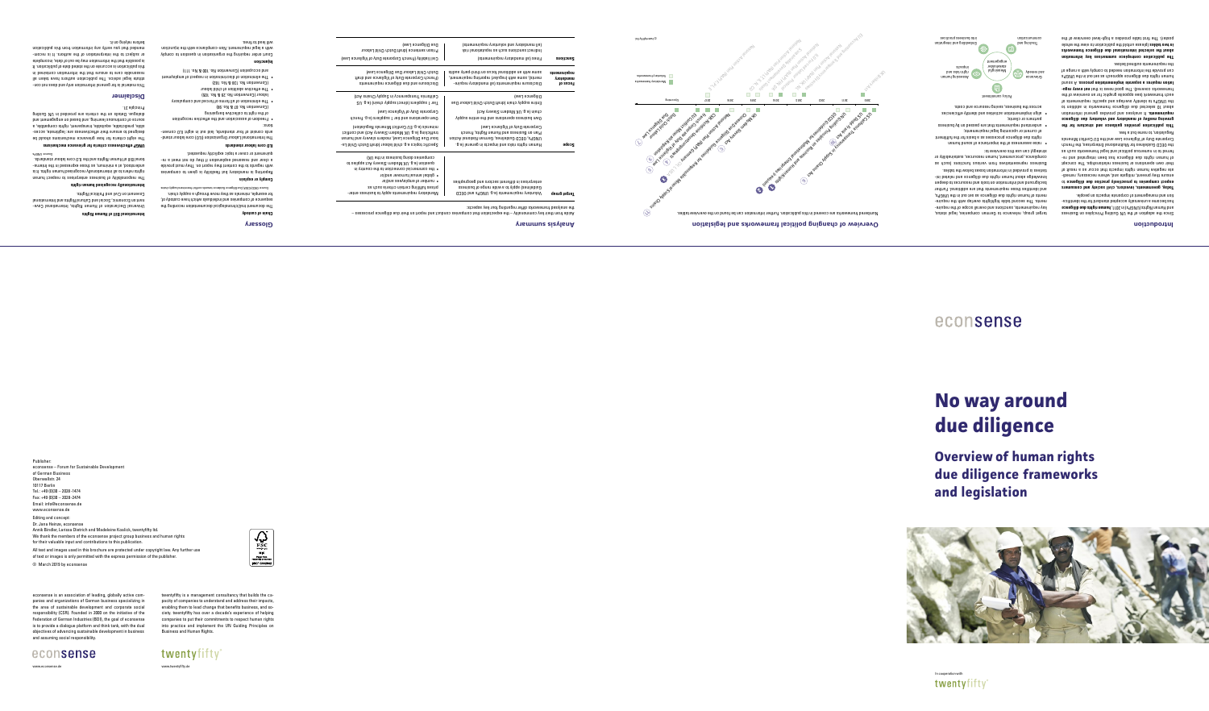# No way around due diligence

## Overview of human rights due diligence frameworks and legislation

In cooperation with twentyfifty

## Introduction

Since the adoption of the UN Guiding Principles on Business and Human Rights (UNGPs) in 2011, **human rights due diligence** has become a universally accepted standard for the identification and management of corporate impacts on people. **Today, governments, investors, civil society and consumers expect companies to proactively practice due diligence** to ensure they prevent, mitigate and, where necessary, remediate negative human rights impacts that occur as a result of their own operations or in business relationships. The concept of human rights due diligence has been integrated and referenced in numerous political and legal frameworks such as the OECD Guidelines for Multinational Enterprises, the French Corporate Duty of Vigilance Law and the EU Conflict Minerals Regulation, to name but a few.

**This publication provides guidance and structure for the growing number of mandatory and voluntary due diligence requirements.** It analyses and provides general information about 10 selected due diligence frameworks in addition to the UNGPs to identify overlaps and specific requirements of each framework (see opposite graphic for an overview of the frameworks covered). The good news is that **not every regulation requires a separate implementation process.** A sound human rights due diligence approach as set out in the UNGPs can provide the information needed to comply with a range of the requirements outlined below.

**The publication comprises summarised key information about the selected international due diligence frameworks in two tables** (please unfold the publication to view the tables in parallel). The first table provides a high-level overview of the target group, key requirements, sanctions and overall scope of the requirements. The second table highlights overlap with the requirements of human rights due diligence as set out in the UNGPs, and identifies those requirements that are additional. Further background and information on tools and resources to deepen knowledge about human rights due diligence and related topics is provided in information boxes below the tables.

Business representatives from various functions (such as compliance, procurement, human resources, sustainability or strategy) can use this overview to:

- raise awareness of the importance of sound human rights due diligence processes as a basis for the fulfilment of upcoming legal requirements;
- understand requirements that are passed on by business partners or clients;
- align implementation activities and identify efficiencies across the business, saving resource and costs.

Policy commitment · Assessing human rights risks and impacts · Embedding and integrating into business practices · Tracking and communication · Grievance and remedy · Meaningful stakeholder engagement

## Overview of changing political frameworks and legislation

Numbered frameworks are covered in this publication. Further information can be found on the overview tables.

Mandatory frameworks · Voluntary frameworks

## Analysis summary

Aside from their key commonality – the expectation that companies conduct and report on their due diligence processes – the analysed frameworks differ regarding four key aspects:

| | | |
|---|---|---|
| **Target group** | Voluntary requirements (e.g. UNGPs and OECD Guidelines) apply to all business enterprises in different sectors and geographies | Mandatory requirements apply to business enterprises fulfilling certain criteria such as:<br>• number of employees and/or<br>• global annual turnover and/or<br>• the commercial connection to the country in question (e.g. UK Modern Slavery Act applies to companies doing business in the UK) |
| **Scope** | Human rights risks and impacts in general (e.g. UNGPs, OECD Guidelines, German National Action Plan on Business and Human Rights, French Corporate Duty of Vigilance Law) | Specific topics e.g. child labour (draft Dutch Child Labour Due Diligence Law), modern slavery and human trafficking (e.g. UK Modern Slavery Act) and conflict minerals (e.g. EU Conflict Minerals Regulation) |
| | Own business operations and the entire supply chain (e.g. UK Modern Slavery Act) | Own operations and tier 1 suppliers (e.g. French Corporate Duty of Vigilance Law) |
| | Entire supply chain (draft Dutch Child Labour Due Diligence Law) | Tier 1 supplier (direct supply chain) (e.g. US California Transparency in Supply Chains Act) |
| **Focus of mandatory requirements** | Disclosure requirements (all mandatory requirements), some with (regular) reporting requirements, some with an additional focus on third party audits | Disclosure and due diligence requirements (French Corporate Duty of Vigilance Law and draft Dutch Child Labour Due Diligence Law) |
| **Sanctions** | Fines (all mandatory requirements)<br>Indirect sanctions such as reputational risk (all mandatory and voluntary requirements) | Civil liability (French Corporate Duty of Vigilance Law)<br>Prison sentence (draft Dutch Child Labour Due Diligence Law) |

## Glossary

**Chain of custody**
The document traditional documentation recording the sequence of companies and individuals which have custody of, for example, minerals as they move through a supply chain.

**Comply or explain**
Reporting is mandatory but flexibility is given to companies with regards to the content they report on. They must provide a clear and reasoned explanation if they do not meet a requirement or cover a topic explicitly requested.

**ILO core labour standards**
The International Labour Organization (ILO) core labour standards consist of four standards, laid out in eight ILO conventions:

- Freedom of association and the effective recognition of the right to collective bargaining (Convention No. 87 & No. 98)
- The elimination of all forms of forced and compulsory labour (Convention No. 29 & No. 105)
- The effective abolition of child labour (Convention No. 138 & No. 182)
- The elimination of discrimination in respect of employment and occupation (Convention No. 100 & No. 111)

**Injunction**
Court order requiring the organisation in question to comply with a legal requirement. Non-compliance with the injunction will lead to fines.

**International Bill of Human Rights**
Universal Declaration of Human Rights, International Covenant on Economic, Social and Cultural Rights and International Covenant on Civil and Political Rights.

**Internationally recognised human rights**
The responsibility of business enterprises to respect human rights refers to internationally recognised human rights – understood, at a minimum, as those expressed in the International Bill of Human Rights and the ILO core labour standards.
Source: UNGPs

**UNGP effectiveness criteria for grievance mechanisms**
The eight criteria for how grievance mechanisms should be designed to ensure their effectiveness are: legitimate, accessible, predictable, equitable, transparent, rights-compatible, a source of continuous learning, and based on engagement and dialogue. Details on the criteria are provided in UN Guiding Principle 31.

## Disclaimer

This material is for general information only and does not constitute legal advice. The publication authors have taken all reasonable care to ensure that the information contained in this publication is accurate on the stated date of publication. It is possible that the information may be outdated, incomplete or subject to the interpretation of the authors. It is recommended that you verify any information from this publication before relying on it.

---

Publisher:
econsense – Forum for Sustainable Development of German Business
Oberwallstr. 24
10117 Berlin
Tel.: +49 (0)30 – 2028-1474
Fax: +49 (0)30 – 2028-2474
Email: info@econsense.de
www.econsense.de

Editing and concept:
Dr. Jana Heinze, econsense
Annik Bindler, Larissa Dietrich and Madeleine Koalick, twentyfifty ltd.
We thank the members of the econsense project group business and human rights for their valuable input and contributions to this publication.

All text and images used in this brochure are protected under copyright law. Any further use of text or images is only permitted with the express permission of the publisher.

© March 2019 by econsense

econsense is an association of leading, globally active companies and organisations of German business specialising in the area of sustainable development and corporate social responsibility (CSR). Founded in 2000 on the initiative of the Federation of German Industries (BDI), the goal of econsense is to provide a dialogue platform and think tank, with the dual objectives of advancing sustainable development in business and assuming social responsibility.

twentyfifty is a management consultancy that builds the capacity of companies to understand and address their impacts, enabling them to lead change that benefits business, and society. twentyfifty has over a decade's experience of helping companies to put their commitments to respect human rights into practice and implement the UN Guiding Principles on Business and Human Rights.

econsense
www.econsense.de

twentyfifty
www.twentyfifty.de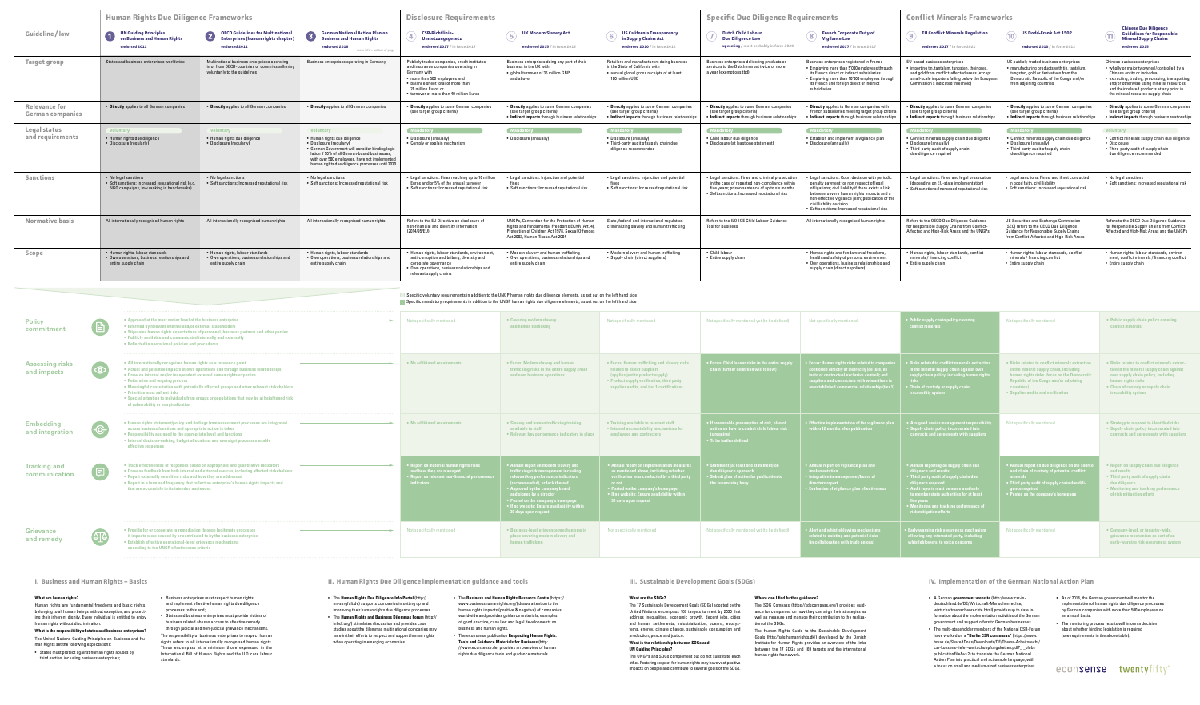| Guideline / law | Human Rights Due Diligence Frameworks | | | Disclosure Requirements | | | Specific Due Diligence Requirements | | Conflict Minerals Frameworks | | |
|---|---|---|---|---|---|---|---|---|---|---|---|
| | 1 UN Guiding Principles on Business and Human Rights endorsed 2011 | 2 OECD Guidelines for Multinational Enterprises (human rights chapter) endorsed 2011 | 3 German National Action Plan on Business and Human Rights endorsed 2016 | 4 CSR-Richtlinie-Umsetzungsgesetz endorsed 2017 / in force 2017 | 5 UK Modern Slavery Act endorsed 2015 / in force 2015 | 6 US California Transparency in Supply Chains Act endorsed 2010 / in force 2012 | 7 Dutch Child Labour Due Diligence Law upcoming / most probably in force 2020 | 8 French Corporate Duty of Vigilance Law endorsed 2017 / in force 2017 | 9 EU Conflict Minerals Regulation endorsed 2017 / in force 2021 | 10 US Dodd-Frank Act 1502 endorsed 2010 / in force 2014 | 11 Chinese Due Diligence Guidelines for Responsible Mineral Supply Chains endorsed 2015 |
| **Target group** | States and business enterprises worldwide | Multinational business enterprises operating in or from OECD-countries or countries adhering voluntarily to the guidelines | Business enterprises operating in Germany | Publicly traded enterprises, credit institutes and insurance companies operating in Germany with • more than 500 employees and • balance sheet total of more than 20 million Euros or • turnover of more than 40 million Euros | Business enterprises doing any part of their business in the UK with • global turnover of 36 million GBP and above | Retailers and manufacturers doing business in the State of California with • annual global gross receipts of at least 100 million USD | Business enterprises delivering products or services to the Dutch market twice or more a year (exemptions tbd) | Business enterprises registered in France • Employing more than 5 000 employees through its French direct or indirect subsidiaries • Employing more than 10 000 employees through its French and foreign direct or indirect subsidiaries | EU-based business enterprises • importing tin, tantalum, tungsten, their ores, and gold from conflict-affected areas (except small-scale importers falling below the European Commission's indicated threshold) | US publicly-traded business enterprises • manufacturing products with tin, tantalum, tungsten, gold or derivatives from the Democratic Republic of the Congo and/or from adjoining countries | Chinese business enterprises: • wholly or majority owned/controlled by a Chinese entity or individual • extracting, trading, processing, transporting, and/or otherwise using mineral resources and their related products at any point in the mineral resource supply chain |
| **Relevance for German companies** | • **Directly** applies to all German companies | • **Directly** applies to all German companies | • **Directly** applies to all German companies | • **Directly** applies to some German companies (see target group criteria) | • **Directly** applies to some German companies (see target group criteria) • **Indirect impacts** through business relationships | • **Directly** applies to some German companies (see target group criteria) • **Indirect impacts** through business relationships | • **Directly** applies to some German companies (see target group criteria) • **Indirect impacts** through business relationships | • **Directly** applies to some German companies with French subsidiaries meeting target group criteria • **Indirect impacts** through business relationships | • **Directly** applies to some German companies (see target group criteria) • **Indirect impacts** through business relationships | • **Directly** applies to some German companies (see target group criteria) • **Indirect impacts** through business relationships | • **Directly** applies to some German companies (see target group criteria) • **Indirect impacts** through business relationships |
| **Legal status and requirements** | Voluntary • Human rights due diligence • Disclosure (regularly) | Voluntary • Human rights due diligence • Disclosure (regularly) | Voluntary • Human rights due diligence • Disclosure (regularly) • German Government will consider binding legislation if 50% of all German-based businesses, with over 500 employees, have not implemented human rights due diligence processes until 2020 | Mandatory • Disclosure (annually) • Comply or explain mechanism | Mandatory • Disclosure (annually) | Mandatory • Disclosure (annually) • Third-party audit of supply chain diligence recommended | Mandatory • Child labour due diligence • Disclosure (at least one statement) | Mandatory • Establish and implement a vigilance plan • Disclosure (annually) | Mandatory • Conflict minerals supply chain due diligence • Disclosure (annually) • Third-party audit of supply chain due diligence required | Mandatory • Conflict minerals supply chain due diligence • Disclosure (annually) • Third-party audit of supply chain due diligence required | Voluntary • Conflict minerals supply chain due diligence • Disclosure • Third-party audit of supply chain due diligence recommended |
| **Sanctions** | • No legal sanctions • Soft sanctions: Increased reputational risk (e.g. NGO campaigns, low ranking in benchmarks) | • No legal sanctions • Soft sanctions: Increased reputational risk | • No legal sanctions • Soft sanctions: Increased reputational risk | • Legal sanctions: Fines reaching up to 10 million Euros and/or 5% of the annual turnover • Soft sanctions: Increased reputational risk | • Legal sanctions: Injunction and potential fines • Soft sanctions: Increased reputational risk | • Legal sanctions: Injunction and potential fines • Soft sanctions: Increased reputational risk | • Legal sanctions: Fines and criminal prosecution in the case of repeated non-compliance within five years; prison sentence of up to six months • Soft sanctions: Increased reputational risk | • Legal sanctions: Court decision with periodic penalty payment for non respect of legal obligations; civil liability if there exists a link between severe human rights impacts and a non-effective vigilance plan; publication of the civil liability decision • Soft sanctions: Increased reputational risk | • Legal sanctions: Fines and legal prosecution (depending on EU-state implementation) • Soft sanctions: Increased reputational risk | • Legal sanctions: Fines, and if not conducted in good faith, civil liability • Soft sanctions: Increased reputational risk | • No legal sanctions • Soft sanctions: Increased reputational risk |
| **Normative basis** | All internationally recognised human rights | All internationally recognised human rights | All internationally recognised human rights | Refers to the EU Directive on disclosure of non-financial and diversity information (2014/95/EU) | UNGPs, Convention for the Protection of Human Rights and Fundamental Freedoms (ECHR) (Art. 4), Protection of Children Act 1978, Sexual Offences Act 2003, Human Tissue Act 2004 | State, federal and international regulation criminalising slavery and human trafficking | Refers to the ILO-IOE Child Labour Guidance Tool for Business | All internationally recognised human rights | Refers to the OECD Due Diligence Guidance for Responsible Supply Chains from Conflict-Affected and High-Risk Areas and the UNGPs | US Securities and Exchange Commission (SEC) refers to the OECD Due Diligence Guidance for Responsible Supply Chains from Conflict-Affected and High-Risk Areas | Refers to the OECD Due Diligence Guidance for Responsible Supply Chains from Conflict-Affected and High-Risk Areas and the UNGPs |
| **Scope** | • Human rights, labour standards • Own operations, business relationships and entire supply chain | • Human rights, labour standards • Own operations, business relationships and entire supply chain | • Human rights, labour standards • Own operations, business relationships and entire supply chain | • Human rights, labour standards, environment, anti-corruption and bribery, diversity and corporate governance • Own operations, business relationships and relevant supply chains | • Modern slavery and human trafficking • Own operations, business relationships and entire supply chain | • Modern slavery and human trafficking • Supply chain (direct suppliers) | • Child labour • Entire supply chain | • Human rights and fundamental freedoms, health and safety of persons, environment • Own operations, business relationships and supply chain (direct suppliers) | • Human rights, labour standards, conflict minerals / financing conflict • Entire supply chain | • Human rights, labour standards, conflict minerals / financing conflict • Entire supply chain | • Human rights, labour standards, environment, conflict minerals / financing conflict • Entire supply chain |

Specific voluntary requirements in addition to the UNGP human rights due diligence elements, as set out on the left hand side
Specific mandatory requirements in addition to the UNGP human rights due diligence elements, as set out on the left hand side

| Element | UNGP human rights due diligence elements | 4 CSR-Richtlinie-Umsetzungsgesetz | 5 UK Modern Slavery Act | 6 US California Transparency in Supply Chains Act | 7 Dutch Child Labour Due Diligence Law | 8 French Corporate Duty of Vigilance Law | 9 EU Conflict Minerals Regulation | 10 US Dodd-Frank Act 1502 | 11 Chinese Due Diligence Guidelines |
|---|---|---|---|---|---|---|---|---|---|
| **Policy commitment** | • Approved at the most senior level of the business enterprise • Informed by relevant internal and/or external stakeholders • Stipulates human rights expectations of personnel, business partners and other parties • Publicly available and communicated internally and externally • Reflected in operational policies and procedures | Not specifically mentioned | • Covering modern slavery and human trafficking | Not specifically mentioned | Not specifically mentioned yet (to be defined) | Not specifically mentioned | • Public supply chain policy covering conflict minerals | Not specifically mentioned | • Public supply chain policy covering conflict minerals |
| **Assessing risks and impacts** | • All internationally recognised human rights as a reference point • Actual and potential impacts in own operations and through business relationships • Draw on internal and/or independent external human rights expertise • Recurrent and ongoing process • Meaningful consultation with potentially affected groups and other relevant stakeholders • Prioritise most salient risks • Special attention to individuals from groups or populations that may be at heightened risk of vulnerability or marginalization | • No additional requirements | • Focus: Modern slavery and human trafficking risks in the entire supply chain and own business operations | • Focus: Human trafficking and slavery risks related to direct suppliers (applies just to product supply) • Product supply verification, third party supplier audits, and tier 1 certifications | • Focus: Child labour risks in the entire supply chain (further definition will follow) | • Focus: Human rights risks related to companies controlled directly or indirectly (de jure, de facto or contractual exclusive control), sub suppliers and contractors with whom there is an established commercial relationship (tier 1) | • Risks related to conflict minerals extraction in the mineral supply chain against own supply chain policy, including human rights risks • Chain of custody or supply chain traceability system | • Risks related to conflict minerals extraction in the mineral supply chain, including human rights risks (focus on the Democratic Republic of the Congo and its adjoining countries) • Supplier audits and verification | • Risks related to conflict minerals extraction in the mineral supply chain against own supply chain policy, including human rights risks • Chain of custody or supply chain traceability system |
| **Embedding and integration** | • Human rights statement/policy and findings from assessment processes are integrated across business functions and appropriate action is taken • Responsibility assigned to the appropriate level and function • Internal decision-making, budget allocations and oversight processes enable effective responses | • No additional requirements | • Slavery and human trafficking training available to staff • Relevant key performance indicators in place | • Training available to relevant staff • Internal accountability mechanisms for employees and contractors | • If reasonable presumption of risk, plan of action on how to combat child labour risk is required • To be further defined | • Effective implementation of the vigilance plan within 12 months after publication | • Assigned senior management responsibility • Supply chain policy incorporated into contracts and agreements with suppliers | Not specifically mentioned | • Strategy to respond to identified risks • Supply chain policy incorporated into contracts and agreements with suppliers |
| **Tracking and communication** | • Track effectiveness of responses based on appropriate and quantitative indicators • Draw on feedback from both internal and external sources, including affected stakeholders • Report externally on salient risks and how they are addressed • Report in a form and frequency that reflect an enterprise's human rights impacts and that are accessible to its intended audiences | • Report on material human rights risks and how they are managed • Report on relevant non-financial performance indicators | • Annual report on modern slavery and trafficking risk management including relevant key performance indicators (recommended, or lack thereof) • Approved by the company board and signed by a director • Posted on the company's homepage • If no website: Ensure availability within 30 days upon request | • Annual report on implementation measures as mentioned above, including whether verification was conducted by a third party or not • Posted on the company's homepage • If no website: Ensure availability within 30 days upon request | • Statement (at least one statement) on due diligence approach • Submit plan of action for publication to the supervising body | • Annual report on vigilance plan and implementation • Integration in management/board of directors report • Evaluation of vigilance plan effectiveness | • Annual reporting on supply chain due diligence and results • Third-party audit of supply chain due diligence required • Audit reports must be made available to member state authorities for at least five years • Monitoring and tracking performance of risk mitigation efforts | • Annual report on due diligence on the source and chain of custody of potential conflict minerals • Third party audit of supply chain due diligence required • Posted on the company's homepage | • Report on supply chain due diligence and results • Third-party audit of supply chain due diligence • Monitoring and tracking performance of risk mitigation efforts |
| **Grievance and remedy** | • Provide for or cooperate in remediation through legitimate processes if impacts were caused by or contributed to by the business enterprise • Establish effective operational-level grievance mechanisms according to the UNGP effectiveness criteria | Not specifically mentioned | • Business-level grievance mechanisms to phase covering modern slavery and human trafficking | Not specifically mentioned | Not specifically mentioned yet (to be defined) | • Alert and whistleblowing mechanism related to existing and potential risks (in collaboration with trade unions) | • Early-warning risk awareness mechanism allowing any interested party, including whistleblowers, to voice concerns | Not specifically mentioned | • Company-level, or industry-wide, grievance mechanism as part of an early-warning risk-awareness system |

## I. Business and Human Rights – Basics

**What are human rights?**

Human rights are fundamental freedoms and basic rights, belonging to all human beings without exception, and protecting their inherent dignity. Every individual is entitled to enjoy human rights without discrimination.

**What is the responsibility of states and business enterprises?**

The United Nations Guiding Principles on Business and Human Rights set the following expectations:

- States must protect against human rights abuses by third parties, including business enterprises;
- Business enterprises must respect human rights and implement effective human rights due diligence processes to this end;
- States and business enterprises must provide victims of business related abuses access to effective remedy through judicial and non-judicial grievance mechanisms.

The responsibility of business enterprises to respect human rights refers to all internationally recognised human rights. These encompass at a minimum those expressed in the International Bill of Human Rights and the ILO core labour standards.

## II. Human Rights Due Diligence implementation guidance and tools

- The **Human Rights Due Diligence Info Portal** (https://mr-sorgfalt.de/) supports companies in setting up and improving their human rights due diligence processes.
- The **Human Rights and Business Dilemmas Forum** (http://hrbdf.org/) stimulates discussion and provides case studies about the dilemmas multinational companies may face in their efforts to respect and support human rights when operating in emerging economies.
- The **Business and Human Rights Resource Centre** (https://www.business-humanrights.org/) draws attention to the human rights impacts (positive & negative) of companies worldwide and provides guidance materials, examples of good practice, case law and legal developments on business and human rights.
- The econsense publication **Respecting Human Rights: Tools and Guidance Materials for Business** (http://www.econsense.de) provides an overview of human rights due diligence tools and guidance materials.

## III. Sustainable Development Goals (SDGs)

**What are the SDGs?**

The 17 Sustainable Development Goals (SDGs) adopted by the United Nations encompass 169 targets to meet by 2030 that address inequalities, economic growth, decent jobs, cities and human settlements, industrialization, oceans, ecosystems, energy, climate change, sustainable consumption and production, peace and justice.

**What is the relationship between SDGs and UN Guiding Principles?**

The UNGPs and SDGs complement but do not substitute each other. Fostering respect for human rights may have vast positive impacts on people and contribute to several goals of the SDGs.

**Where can I find further guidance?**

The SDG Compass (https://sdgcompass.org/) provides guidance for companies on how they can align their strategies as well as measure and manage their contribution to the realization of the SDGs.

The Human Rights Guide to the Sustainable Development Goals (http://sdg.humanrights.dk/) developed by the Danish Institute for Human Rights provides an overview of the links between the 17 SDGs and 169 targets and the international human rights framework.

## IV. Implementation of the German National Action Plan

- A German **government website** (http://www.csr-in-deutschland.de/DE/Wirtschaft-Menschenrechte/wirtschaftmenschenrechte.html) provides up to date information about the implementation activities of the German government and support offers to German businesses.
- The multi-stakeholder members of the National CSR-Forum have worked on a **"Berlin CSR consensus"** (https://www.bmas.de/SharedDocs/Downloads/DE/Thema-Arbeitsrecht/csr-konsens-liefer-wertschoepfungsketten.pdf?__blob=publicationFile&v=2) to translate the German National Action Plan into practical and actionable language, with a focus on small and medium-sized business enterprises.
- As of 2018, the German government will monitor the implementation of human rights due diligence processes by German companies with more than 500 employees on an annual basis.
- The monitoring process results will inform a decision about whether binding legislation is required (see requirements in the above table).

econsense twentyfifty